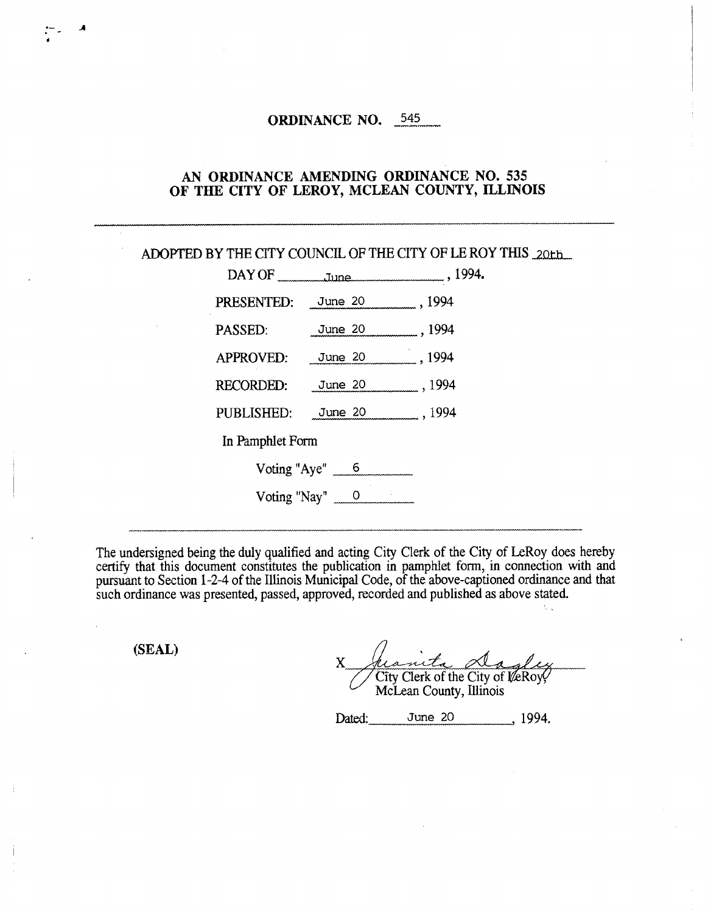# ORDINANCE NO. 545

## AN ORDINANCE AMENDING ORDINANCE NO. 535 OF THE CITY OF LEROY, MCLEAN COUNTY, ILLINOIS

---

ADOPTED BY THE CITY COUNCIL OF THE CITY OF LE ROY THIS 20th DAY OF June, 1994.

PRESENTED: June 20, 1994

PASSED: June 20, 1994

APPROVED: June 20, 1994

RECORDED: June 20, 1994

PUBLISHED: June 20, 1994

In Pamphlet Form

Voting "Aye" 6

Voting "Nay" 0

---

The undersigned being the duly qualified and acting City Clerk of the City of LeRoy does hereby certify that this document constitutes the publication in pamphlet form, in connection with and pursuant to Section 1-2-4 of the Illinois Municipal Code, of the above-captioned ordinance and that such ordinance was presented, passed, approved, recorded and published as above stated.

(SEAL)

X Juanita Dagley
City Clerk of the City of LeRoy,
McLean County, Illinois

Dated: June 20, 1994.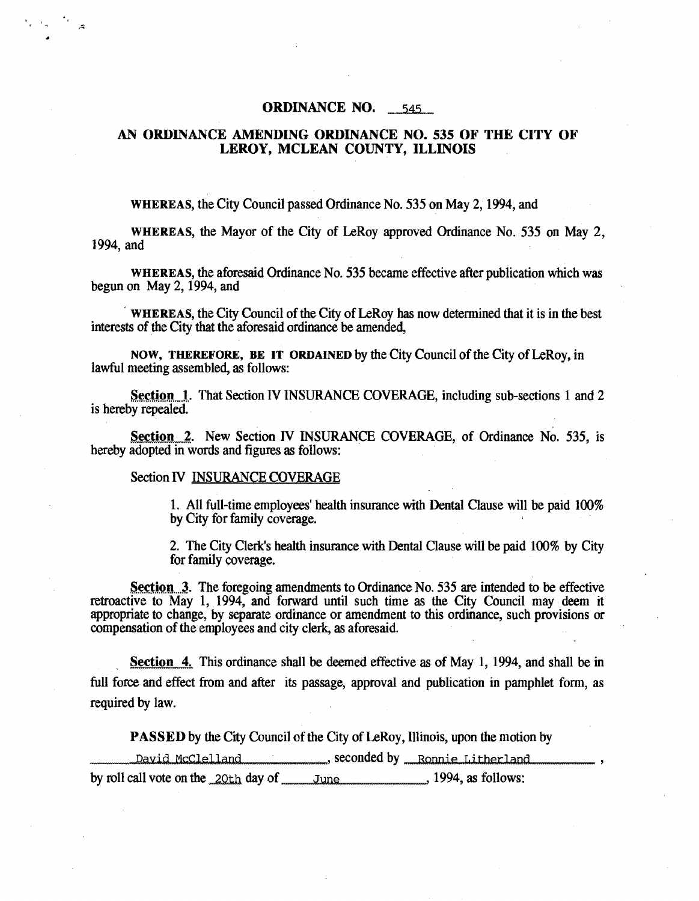# ORDINANCE NO. 545

## AN ORDINANCE AMENDING ORDINANCE NO. 535 OF THE CITY OF LEROY, MCLEAN COUNTY, ILLINOIS

**WHEREAS**, the City Council passed Ordinance No. 535 on May 2, 1994, and

**WHEREAS**, the Mayor of the City of LeRoy approved Ordinance No. 535 on May 2, 1994, and

**WHEREAS**, the aforesaid Ordinance No. 535 became effective after publication which was begun on May 2, 1994, and

**WHEREAS**, the City Council of the City of LeRoy has now determined that it is in the best interests of the City that the aforesaid ordinance be amended,

**NOW, THEREFORE, BE IT ORDAINED** by the City Council of the City of LeRoy, in lawful meeting assembled, as follows:

Section 1. That Section IV INSURANCE COVERAGE, including sub-sections 1 and 2 is hereby repealed.

Section 2. New Section IV INSURANCE COVERAGE, of Ordinance No. 535, is hereby adopted in words and figures as follows:

Section IV INSURANCE COVERAGE

1. All full-time employees' health insurance with Dental Clause will be paid 100% by City for family coverage.

2. The City Clerk's health insurance with Dental Clause will be paid 100% by City for family coverage.

Section 3. The foregoing amendments to Ordinance No. 535 are intended to be effective retroactive to May 1, 1994, and forward until such time as the City Council may deem it appropriate to change, by separate ordinance or amendment to this ordinance, such provisions or compensation of the employees and city clerk, as aforesaid.

Section 4. This ordinance shall be deemed effective as of May 1, 1994, and shall be in full force and effect from and after its passage, approval and publication in pamphlet form, as required by law.

**PASSED** by the City Council of the City of LeRoy, Illinois, upon the motion by David McClelland, seconded by Ronnie Litherland, by roll call vote on the 20th day of June, 1994, as follows: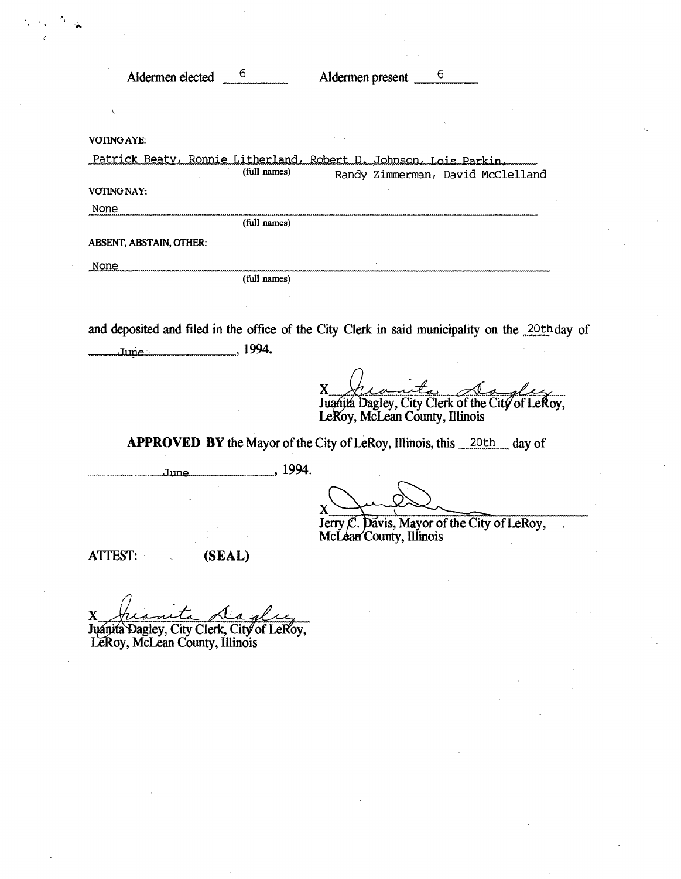Aldermen elected 6 Aldermen present 6

VOTING AYE:

Patrick Beaty, Ronnie Litherland, Robert D. Johnson, Lois Parkin, Randy Zimmerman, David McClelland

(full names)

VOTING NAY:

None

(full names)

ABSENT, ABSTAIN, OTHER:

None

(full names)

and deposited and filed in the office of the City Clerk in said municipality on the 20th day of June, 1994.

X Juanita Dagley
Juanita Dagley, City Clerk of the City of LeRoy, LeRoy, McLean County, Illinois

**APPROVED BY** the Mayor of the City of LeRoy, Illinois, this 20th day of June, 1994.

X
Jerry C. Davis, Mayor of the City of LeRoy, McLean County, Illinois

ATTEST: **(SEAL)**

X Juanita Dagley
Juanita Dagley, City Clerk, City of LeRoy, LeRoy, McLean County, Illinois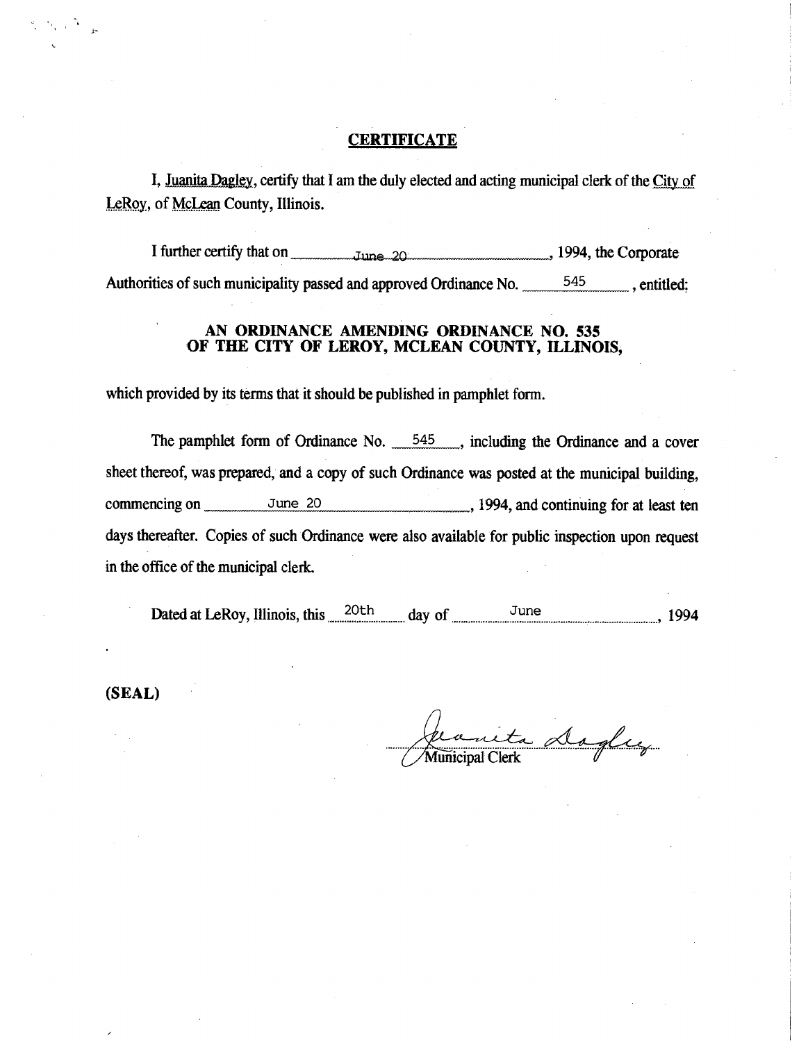## CERTIFICATE

I, Juanita Dagley, certify that I am the duly elected and acting municipal clerk of the City of LeRoy, of McLean County, Illinois.

I further certify that on June 20, 1994, the Corporate Authorities of such municipality passed and approved Ordinance No. 545, entitled:

**AN ORDINANCE AMENDING ORDINANCE NO. 535 OF THE CITY OF LEROY, MCLEAN COUNTY, ILLINOIS,**

which provided by its terms that it should be published in pamphlet form.

The pamphlet form of Ordinance No. 545, including the Ordinance and a cover sheet thereof, was prepared, and a copy of such Ordinance was posted at the municipal building, commencing on June 20, 1994, and continuing for at least ten days thereafter. Copies of such Ordinance were also available for public inspection upon request in the office of the municipal clerk.

Dated at LeRoy, Illinois, this 20th day of June, 1994

**(SEAL)**

Juanita Dagley
Municipal Clerk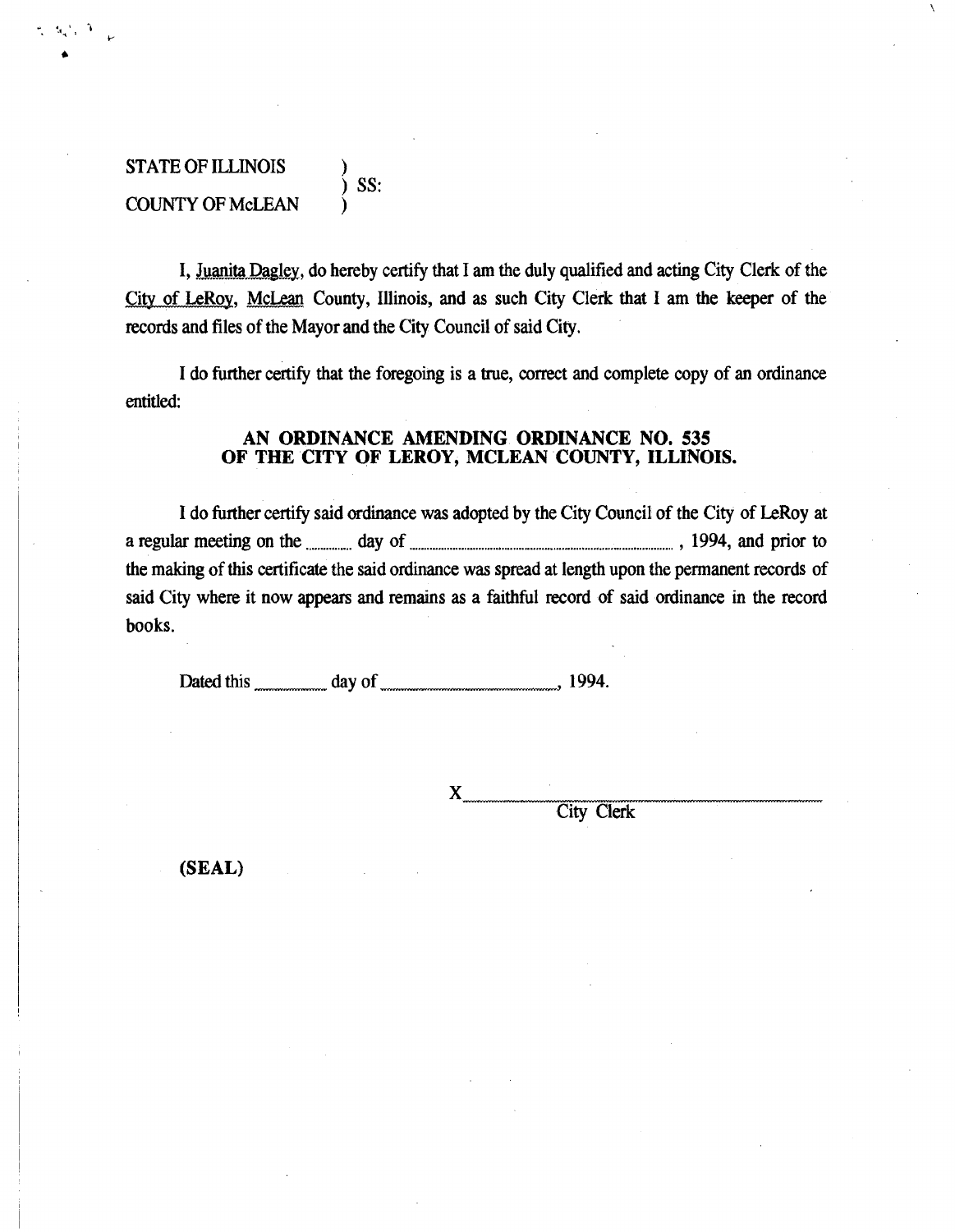STATE OF ILLINOIS )
) SS:
COUNTY OF McLEAN )

I, Juanita Dagley, do hereby certify that I am the duly qualified and acting City Clerk of the City of LeRoy, McLean County, Illinois, and as such City Clerk that I am the keeper of the records and files of the Mayor and the City Council of said City.

I do further certify that the foregoing is a true, correct and complete copy of an ordinance entitled:

**AN ORDINANCE AMENDING ORDINANCE NO. 535 OF THE CITY OF LEROY, MCLEAN COUNTY, ILLINOIS.**

I do further certify said ordinance was adopted by the City Council of the City of LeRoy at a regular meeting on the ______ day of ______________________, 1994, and prior to the making of this certificate the said ordinance was spread at length upon the permanent records of said City where it now appears and remains as a faithful record of said ordinance in the record books.

Dated this ________ day of ____________________, 1994.

X______________________________
City Clerk

**(SEAL)**